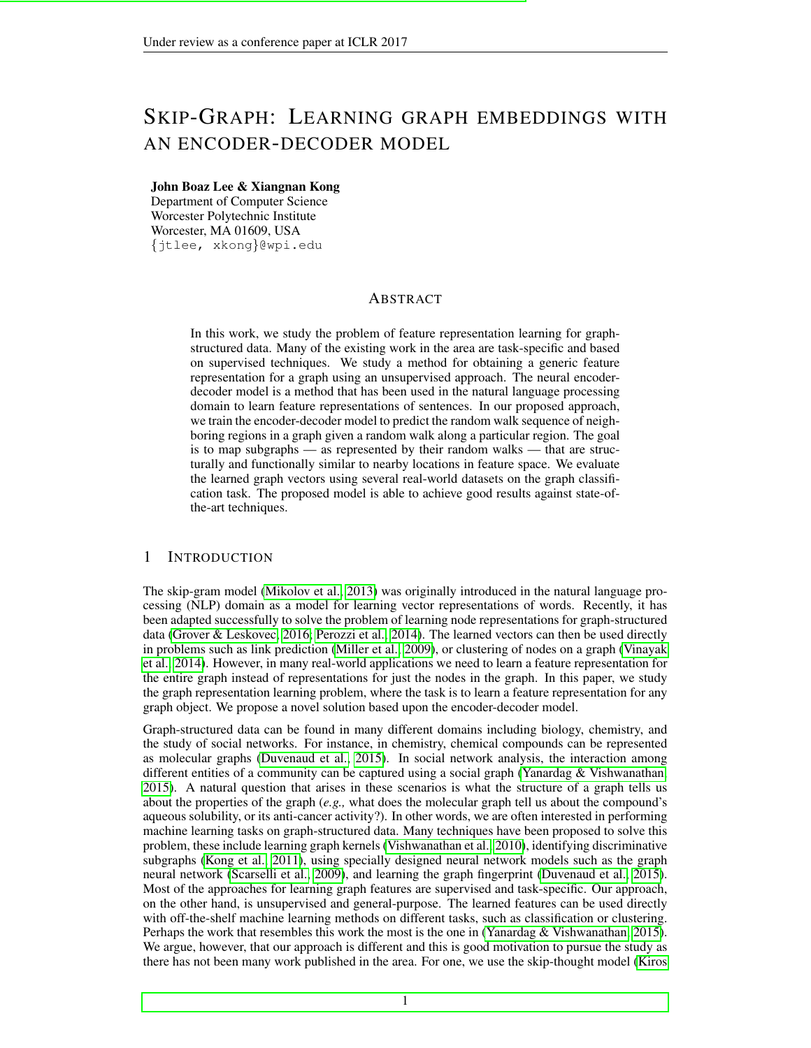# SKIP-GRAPH: LEARNING GRAPH EMBEDDINGS WITH AN ENCODER-DECODER MODEL

**John Boaz Lee & Xiangnan Kong**
Department of Computer Science
Worcester Polytechnic Institute
Worcester, MA 01609, USA
{jtlee, xkong}@wpi.edu

## ABSTRACT

In this work, we study the problem of feature representation learning for graph-structured data. Many of the existing work in the area are task-specific and based on supervised techniques. We study a method for obtaining a generic feature representation for a graph using an unsupervised approach. The neural encoder-decoder model is a method that has been used in the natural language processing domain to learn feature representations of sentences. In our proposed approach, we train the encoder-decoder model to predict the random walk sequence of neighboring regions in a graph given a random walk along a particular region. The goal is to map subgraphs — as represented by their random walks — that are structurally and functionally similar to nearby locations in feature space. We evaluate the learned graph vectors using several real-world datasets on the graph classification task. The proposed model is able to achieve good results against state-of-the-art techniques.

## 1 INTRODUCTION

The skip-gram model (Mikolov et al., 2013) was originally introduced in the natural language processing (NLP) domain as a model for learning vector representations of words. Recently, it has been adapted successfully to solve the problem of learning node representations for graph-structured data (Grover & Leskovec, 2016; Perozzi et al., 2014). The learned vectors can then be used directly in problems such as link prediction (Miller et al., 2009), or clustering of nodes on a graph (Vinayak et al., 2014). However, in many real-world applications we need to learn a feature representation for the entire graph instead of representations for just the nodes in the graph. In this paper, we study the graph representation learning problem, where the task is to learn a feature representation for any graph object. We propose a novel solution based upon the encoder-decoder model.

Graph-structured data can be found in many different domains including biology, chemistry, and the study of social networks. For instance, in chemistry, chemical compounds can be represented as molecular graphs (Duvenaud et al., 2015). In social network analysis, the interaction among different entities of a community can be captured using a social graph (Yanardag & Vishwanathan, 2015). A natural question that arises in these scenarios is what the structure of a graph tells us about the properties of the graph (*e.g.,* what does the molecular graph tell us about the compound's aqueous solubility, or its anti-cancer activity?). In other words, we are often interested in performing machine learning tasks on graph-structured data. Many techniques have been proposed to solve this problem, these include learning graph kernels (Vishwanathan et al., 2010), identifying discriminative subgraphs (Kong et al., 2011), using specially designed neural network models such as the graph neural network (Scarselli et al., 2009), and learning the graph fingerprint (Duvenaud et al., 2015). Most of the approaches for learning graph features are supervised and task-specific. Our approach, on the other hand, is unsupervised and general-purpose. The learned features can be used directly with off-the-shelf machine learning methods on different tasks, such as classification or clustering. Perhaps the work that resembles this work the most is the one in (Yanardag & Vishwanathan, 2015). We argue, however, that our approach is different and this is good motivation to pursue the study as there has not been many work published in the area. For one, we use the skip-thought model (Kiros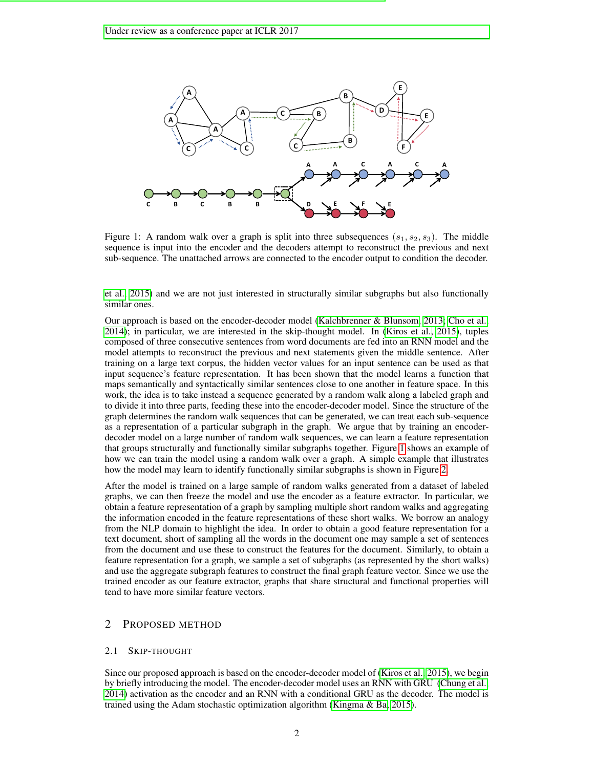Figure 1: A random walk over a graph is split into three subsequences $(s_1, s_2, s_3)$. The middle sequence is input into the encoder and the decoders attempt to reconstruct the previous and next sub-sequence. The unattached arrows are connected to the encoder output to condition the decoder.

et al., 2015) and we are not just interested in structurally similar subgraphs but also functionally similar ones.

Our approach is based on the encoder-decoder model (Kalchbrenner & Blunsom, 2013; Cho et al., 2014); in particular, we are interested in the skip-thought model. In (Kiros et al., 2015), tuples composed of three consecutive sentences from word documents are fed into an RNN model and the model attempts to reconstruct the previous and next statements given the middle sentence. After training on a large text corpus, the hidden vector values for an input sentence can be used as that input sequence's feature representation. It has been shown that the model learns a function that maps semantically and syntactically similar sentences close to one another in feature space. In this work, the idea is to take instead a sequence generated by a random walk along a labeled graph and to divide it into three parts, feeding these into the encoder-decoder model. Since the structure of the graph determines the random walk sequences that can be generated, we can treat each sub-sequence as a representation of a particular subgraph in the graph. We argue that by training an encoder-decoder model on a large number of random walk sequences, we can learn a feature representation that groups structurally and functionally similar subgraphs together. Figure 1 shows an example of how we can train the model using a random walk over a graph. A simple example that illustrates how the model may learn to identify functionally similar subgraphs is shown in Figure 2.

After the model is trained on a large sample of random walks generated from a dataset of labeled graphs, we can then freeze the model and use the encoder as a feature extractor. In particular, we obtain a feature representation of a graph by sampling multiple short random walks and aggregating the information encoded in the feature representations of these short walks. We borrow an analogy from the NLP domain to highlight the idea. In order to obtain a good feature representation for a text document, short of sampling all the words in the document one may sample a set of sentences from the document and use these to construct the features for the document. Similarly, to obtain a feature representation for a graph, we sample a set of subgraphs (as represented by the short walks) and use the aggregate subgraph features to construct the final graph feature vector. Since we use the trained encoder as our feature extractor, graphs that share structural and functional properties will tend to have more similar feature vectors.

## 2 Proposed Method

### 2.1 Skip-Thought

Since our proposed approach is based on the encoder-decoder model of (Kiros et al., 2015), we begin by briefly introducing the model. The encoder-decoder model uses an RNN with GRU (Chung et al., 2014) activation as the encoder and an RNN with a conditional GRU as the decoder. The model is trained using the Adam stochastic optimization algorithm (Kingma & Ba, 2015).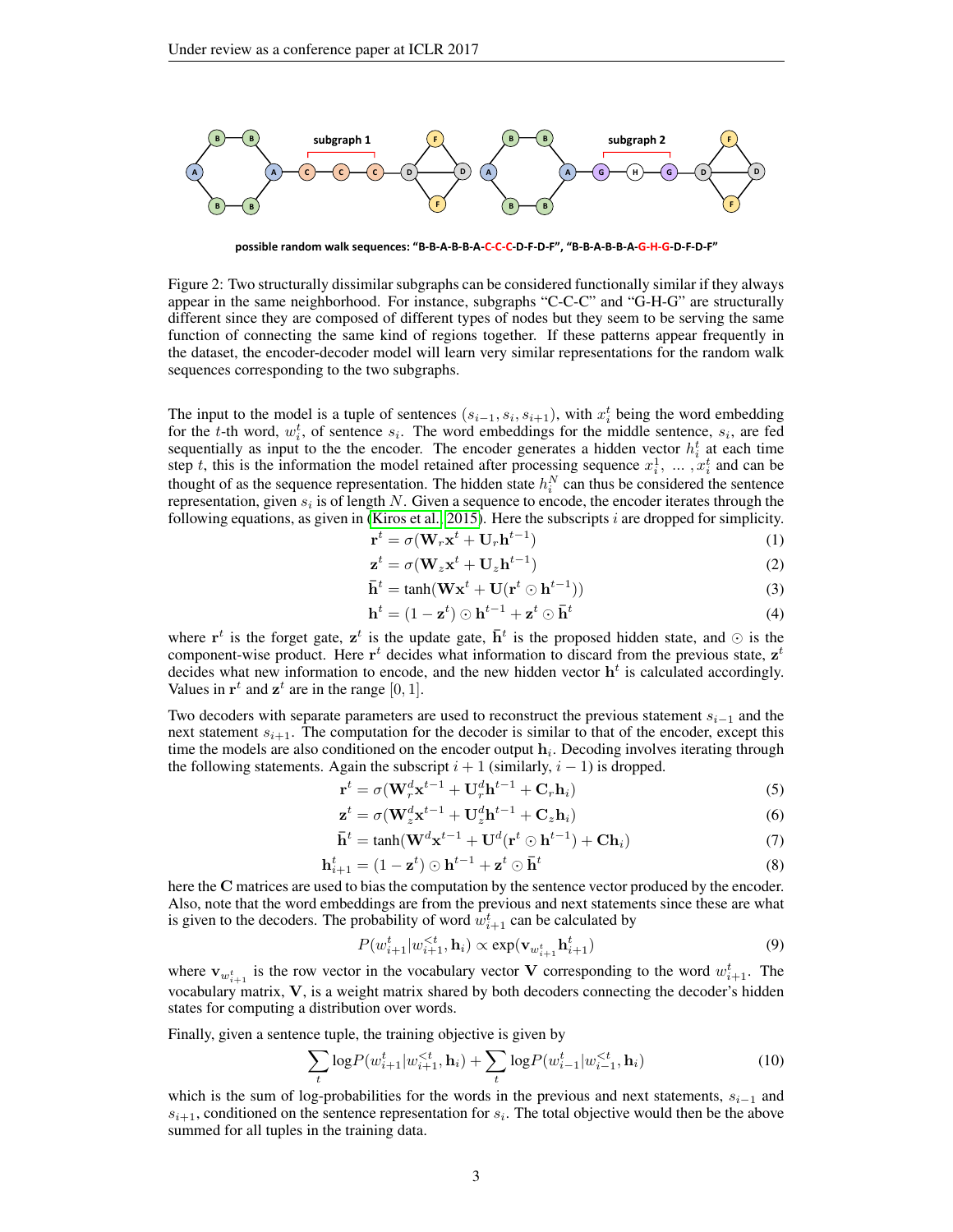possible random walk sequences: "B-B-A-B-B-A-C-C-C-D-F-D-F", "B-B-A-B-B-A-G-H-G-D-F-D-F"

Figure 2: Two structurally dissimilar subgraphs can be considered functionally similar if they always appear in the same neighborhood. For instance, subgraphs "C-C-C" and "G-H-G" are structurally different since they are composed of different types of nodes but they seem to be serving the same function of connecting the same kind of regions together. If these patterns appear frequently in the dataset, the encoder-decoder model will learn very similar representations for the random walk sequences corresponding to the two subgraphs.

The input to the model is a tuple of sentences $(s_{i-1}, s_i, s_{i+1})$, with $x_i^t$ being the word embedding for the $t$-th word, $w_i^t$, of sentence $s_i$. The word embeddings for the middle sentence, $s_i$, are fed sequentially as input to the the encoder. The encoder generates a hidden vector $h_i^t$ at each time step $t$, this is the information the model retained after processing sequence $x_i^1, \ldots, x_i^t$ and can be thought of as the sequence representation. The hidden state $h_i^N$ can thus be considered the sentence representation, given $s_i$ is of length $N$. Given a sequence to encode, the encoder iterates through the following equations, as given in (Kiros et al., 2015). Here the subscripts $i$ are dropped for simplicity.

$$\mathbf{r}^t = \sigma(\mathbf{W}_r \mathbf{x}^t + \mathbf{U}_r \mathbf{h}^{t-1}) \tag{1}$$

$$\mathbf{z}^t = \sigma(\mathbf{W}_z \mathbf{x}^t + \mathbf{U}_z \mathbf{h}^{t-1}) \tag{2}$$

$$\bar{\mathbf{h}}^t = \tanh(\mathbf{W}\mathbf{x}^t + \mathbf{U}(\mathbf{r}^t \odot \mathbf{h}^{t-1})) \tag{3}$$

$$\mathbf{h}^t = (1 - \mathbf{z}^t) \odot \mathbf{h}^{t-1} + \mathbf{z}^t \odot \bar{\mathbf{h}}^t \tag{4}$$

where $\mathbf{r}^t$ is the forget gate, $\mathbf{z}^t$ is the update gate, $\bar{\mathbf{h}}^t$ is the proposed hidden state, and $\odot$ is the component-wise product. Here $\mathbf{r}^t$ decides what information to discard from the previous state, $\mathbf{z}^t$ decides what new information to encode, and the new hidden vector $\mathbf{h}^t$ is calculated accordingly. Values in $\mathbf{r}^t$ and $\mathbf{z}^t$ are in the range $[0, 1]$.

Two decoders with separate parameters are used to reconstruct the previous statement $s_{i-1}$ and the next statement $s_{i+1}$. The computation for the decoder is similar to that of the encoder, except this time the models are also conditioned on the encoder output $\mathbf{h}_i$. Decoding involves iterating through the following statements. Again the subscript $i+1$ (similarly, $i-1$) is dropped.

$$\mathbf{r}^t = \sigma(\mathbf{W}_r^d \mathbf{x}^{t-1} + \mathbf{U}_r^d \mathbf{h}^{t-1} + \mathbf{C}_r \mathbf{h}_i) \tag{5}$$

$$\mathbf{z}^t = \sigma(\mathbf{W}_z^d \mathbf{x}^{t-1} + \mathbf{U}_z^d \mathbf{h}^{t-1} + \mathbf{C}_z \mathbf{h}_i) \tag{6}$$

$$\bar{\mathbf{h}}^t = \tanh(\mathbf{W}^d \mathbf{x}^{t-1} + \mathbf{U}^d(\mathbf{r}^t \odot \mathbf{h}^{t-1}) + \mathbf{C}\mathbf{h}_i) \tag{7}$$

$$\mathbf{h}_{i+1}^t = (1 - \mathbf{z}^t) \odot \mathbf{h}^{t-1} + \mathbf{z}^t \odot \bar{\mathbf{h}}^t \tag{8}$$

here the $\mathbf{C}$ matrices are used to bias the computation by the sentence vector produced by the encoder. Also, note that the word embeddings are from the previous and next statements since these are what is given to the decoders. The probability of word $w_{i+1}^t$ can be calculated by

$$P(w_{i+1}^t | w_{i+1}^{<t}, \mathbf{h}_i) \propto \exp(\mathbf{v}_{w_{i+1}^t} \mathbf{h}_{i+1}^t) \tag{9}$$

where $\mathbf{v}_{w_{i+1}^t}$ is the row vector in the vocabulary vector $\mathbf{V}$ corresponding to the word $w_{i+1}^t$. The vocabulary matrix, $\mathbf{V}$, is a weight matrix shared by both decoders connecting the decoder's hidden states for computing a distribution over words.

Finally, given a sentence tuple, the training objective is given by

$$\sum_t \log P(w_{i+1}^t | w_{i+1}^{<t}, \mathbf{h}_i) + \sum_t \log P(w_{i-1}^t | w_{i-1}^{<t}, \mathbf{h}_i) \tag{10}$$

which is the sum of log-probabilities for the words in the previous and next statements, $s_{i-1}$ and $s_{i+1}$, conditioned on the sentence representation for $s_i$. The total objective would then be the above summed for all tuples in the training data.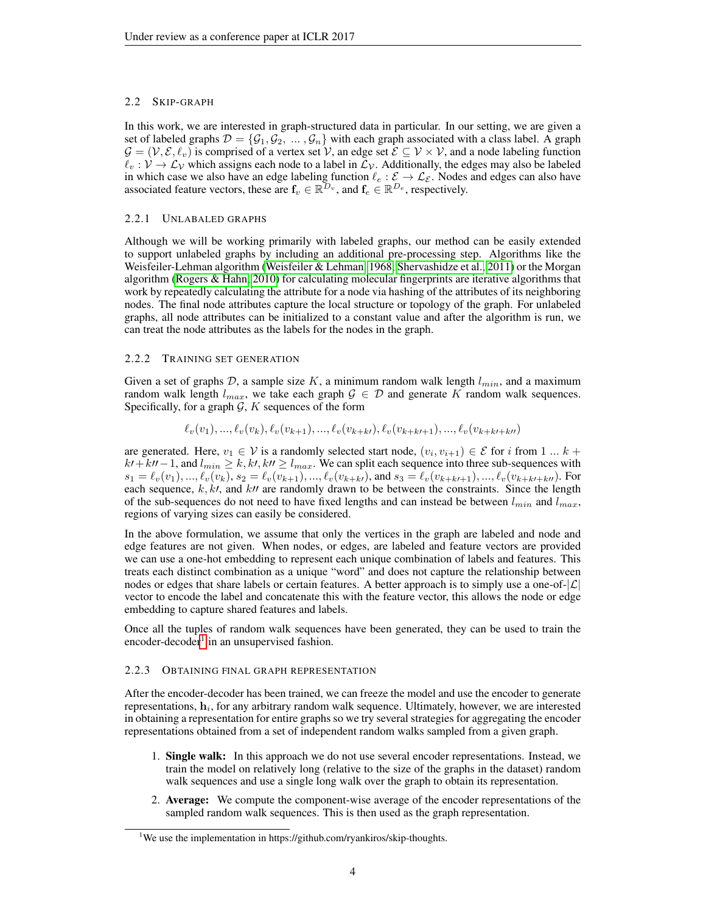### 2.2 Skip-graph

In this work, we are interested in graph-structured data in particular. In our setting, we are given a set of labeled graphs $\mathcal{D} = \{\mathcal{G}_1, \mathcal{G}_2, \ \ldots, \mathcal{G}_n\}$ with each graph associated with a class label. A graph $\mathcal{G} = (\mathcal{V}, \mathcal{E}, \ell_v)$ is comprised of a vertex set $\mathcal{V}$, an edge set $\mathcal{E} \subseteq \mathcal{V} \times \mathcal{V}$, and a node labeling function $\ell_v : \mathcal{V} \rightarrow \mathcal{L}_\mathcal{V}$ which assigns each node to a label in $\mathcal{L}_\mathcal{V}$. Additionally, the edges may also be labeled in which case we also have an edge labeling function $\ell_e : \mathcal{E} \rightarrow \mathcal{L}_\mathcal{E}$. Nodes and edges can also have associated feature vectors, these are $\mathbf{f}_v \in \mathbb{R}^{D_v}$, and $\mathbf{f}_e \in \mathbb{R}^{D_e}$, respectively.

#### 2.2.1 Unlabaled graphs

Although we will be working primarily with labeled graphs, our method can be easily extended to support unlabeled graphs by including an additional pre-processing step. Algorithms like the Weisfeiler-Lehman algorithm (Weisfeiler & Lehman, 1968; Shervashidze et al., 2011) or the Morgan algorithm (Rogers & Hahn, 2010) for calculating molecular fingerprints are iterative algorithms that work by repeatedly calculating the attribute for a node via hashing of the attributes of its neighboring nodes. The final node attributes capture the local structure or topology of the graph. For unlabeled graphs, all node attributes can be initialized to a constant value and after the algorithm is run, we can treat the node attributes as the labels for the nodes in the graph.

#### 2.2.2 Training set generation

Given a set of graphs $\mathcal{D}$, a sample size $K$, a minimum random walk length $l_{min}$, and a maximum random walk length $l_{max}$, we take each graph $\mathcal{G} \in \mathcal{D}$ and generate $K$ random walk sequences. Specifically, for a graph $\mathcal{G}$, $K$ sequences of the form

$$\ell_v(v_1), ..., \ell_v(v_k), \ell_v(v_{k+1}), ..., \ell_v(v_{k+k\prime}), \ell_v(v_{k+k\prime+1}), ..., \ell_v(v_{k+k\prime+k\prime\prime})$$

are generated. Here, $v_1 \in \mathcal{V}$ is a randomly selected start node, $(v_i, v_{i+1}) \in \mathcal{E}$ for $i$ from $1 \ \ldots \ k + k\prime + k\prime\prime - 1$, and $l_{min} \geq k, k\prime, k\prime\prime \geq l_{max}$. We can split each sequence into three sub-sequences with $s_1 = \ell_v(v_1), ..., \ell_v(v_k)$, $s_2 = \ell_v(v_{k+1}), ..., \ell_v(v_{k+k\prime})$, and $s_3 = \ell_v(v_{k+k\prime+1}), ..., \ell_v(v_{k+k\prime+k\prime\prime})$. For each sequence, $k, k\prime$, and $k\prime\prime$ are randomly drawn to be between the constraints. Since the length of the sub-sequences do not need to have fixed lengths and can instead be between $l_{min}$ and $l_{max}$, regions of varying sizes can easily be considered.

In the above formulation, we assume that only the vertices in the graph are labeled and node and edge features are not given. When nodes, or edges, are labeled and feature vectors are provided we can use a one-hot embedding to represent each unique combination of labels and features. This treats each distinct combination as a unique "word" and does not capture the relationship between nodes or edges that share labels or certain features. A better approach is to simply use a one-of-$|\mathcal{L}|$ vector to encode the label and concatenate this with the feature vector, this allows the node or edge embedding to capture shared features and labels.

Once all the tuples of random walk sequences have been generated, they can be used to train the encoder-decoder[1] in an unsupervised fashion.

#### 2.2.3 Obtaining final graph representation

After the encoder-decoder has been trained, we can freeze the model and use the encoder to generate representations, $\mathbf{h}_i$, for any arbitrary random walk sequence. Ultimately, however, we are interested in obtaining a representation for entire graphs so we try several strategies for aggregating the encoder representations obtained from a set of independent random walks sampled from a given graph.

1. **Single walk:** In this approach we do not use several encoder representations. Instead, we train the model on relatively long (relative to the size of the graphs in the dataset) random walk sequences and use a single long walk over the graph to obtain its representation.
2. **Average:** We compute the component-wise average of the encoder representations of the sampled random walk sequences. This is then used as the graph representation.

[1] We use the implementation in https://github.com/ryankiros/skip-thoughts.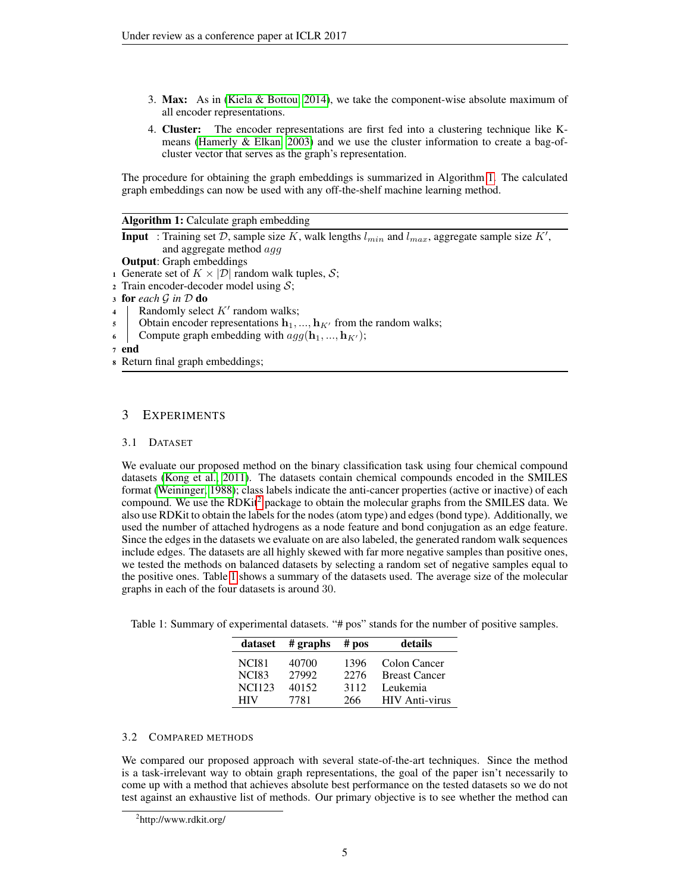3. **Max:** As in (Kiela & Bottou, 2014), we take the component-wise absolute maximum of all encoder representations.
4. **Cluster:** The encoder representations are first fed into a clustering technique like K-means (Hamerly & Elkan, 2003) and we use the cluster information to create a bag-of-cluster vector that serves as the graph's representation.

The procedure for obtaining the graph embeddings is summarized in Algorithm 1. The calculated graph embeddings can now be used with any off-the-shelf machine learning method.

**Algorithm 1:** Calculate graph embedding

**Input** : Training set $\mathcal{D}$, sample size $K$, walk lengths $l_{min}$ and $l_{max}$, aggregate sample size $K'$, and aggregate method $agg$

**Output**: Graph embeddings

```
1 Generate set of K × |D| random walk tuples, S;
2 Train encoder-decoder model using S;
3 for each G in D do
4 |   Randomly select K' random walks;
5 |   Obtain encoder representations h_1, ..., h_K' from the random walks;
6 |   Compute graph embedding with agg(h_1, ..., h_K');
7 end
8 Return final graph embeddings;
```

## 3 Experiments

### 3.1 Dataset

We evaluate our proposed method on the binary classification task using four chemical compound datasets (Kong et al., 2011). The datasets contain chemical compounds encoded in the SMILES format (Weininger, 1988); class labels indicate the anti-cancer properties (active or inactive) of each compound. We use the RDKit[2] package to obtain the molecular graphs from the SMILES data. We also use RDKit to obtain the labels for the nodes (atom type) and edges (bond type). Additionally, we used the number of attached hydrogens as a node feature and bond conjugation as an edge feature. Since the edges in the datasets we evaluate on are also labeled, the generated random walk sequences include edges. The datasets are all highly skewed with far more negative samples than positive ones, we tested the methods on balanced datasets by selecting a random set of negative samples equal to the positive ones. Table 1 shows a summary of the datasets used. The average size of the molecular graphs in each of the four datasets is around 30.

Table 1: Summary of experimental datasets. "# pos" stands for the number of positive samples.

| dataset | # graphs | # pos | details |
|---|---|---|---|
| NCI81 | 40700 | 1396 | Colon Cancer |
| NCI83 | 27992 | 2276 | Breast Cancer |
| NCI123 | 40152 | 3112 | Leukemia |
| HIV | 7781 | 266 | HIV Anti-virus |

### 3.2 Compared methods

We compared our proposed approach with several state-of-the-art techniques. Since the method is a task-irrelevant way to obtain graph representations, the goal of the paper isn't necessarily to come up with a method that achieves absolute best performance on the tested datasets so we do not test against an exhaustive list of methods. Our primary objective is to see whether the method can

[2] http://www.rdkit.org/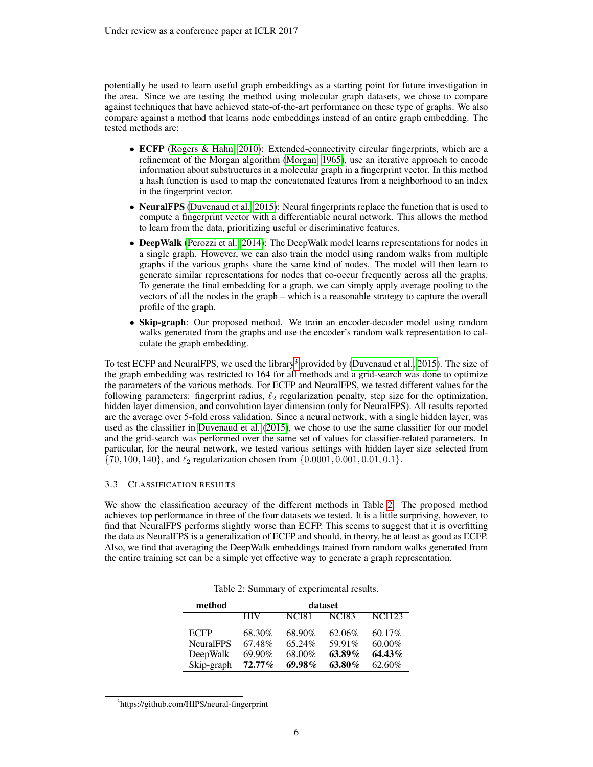potentially be used to learn useful graph embeddings as a starting point for future investigation in the area. Since we are testing the method using molecular graph datasets, we chose to compare against techniques that have achieved state-of-the-art performance on these type of graphs. We also compare against a method that learns node embeddings instead of an entire graph embedding. The tested methods are:

- **ECFP** (Rogers & Hahn, 2010): Extended-connectivity circular fingerprints, which are a refinement of the Morgan algorithm (Morgan, 1965), use an iterative approach to encode information about substructures in a molecular graph in a fingerprint vector. In this method a hash function is used to map the concatenated features from a neighborhood to an index in the fingerprint vector.
- **NeuralFPS** (Duvenaud et al., 2015): Neural fingerprints replace the function that is used to compute a fingerprint vector with a differentiable neural network. This allows the method to learn from the data, prioritizing useful or discriminative features.
- **DeepWalk** (Perozzi et al., 2014): The DeepWalk model learns representations for nodes in a single graph. However, we can also train the model using random walks from multiple graphs if the various graphs share the same kind of nodes. The model will then learn to generate similar representations for nodes that co-occur frequently across all the graphs. To generate the final embedding for a graph, we can simply apply average pooling to the vectors of all the nodes in the graph – which is a reasonable strategy to capture the overall profile of the graph.
- **Skip-graph**: Our proposed method. We train an encoder-decoder model using random walks generated from the graphs and use the encoder's random walk representation to calculate the graph embedding.

To test ECFP and NeuralFPS, we used the library[3] provided by (Duvenaud et al., 2015). The size of the graph embedding was restricted to 164 for all methods and a grid-search was done to optimize the parameters of the various methods. For ECFP and NeuralFPS, we tested different values for the following parameters: fingerprint radius, $\ell_2$ regularization penalty, step size for the optimization, hidden layer dimension, and convolution layer dimension (only for NeuralFPS). All results reported are the average over 5-fold cross validation. Since a neural network, with a single hidden layer, was used as the classifier in Duvenaud et al. (2015), we chose to use the same classifier for our model and the grid-search was performed over the same set of values for classifier-related parameters. In particular, for the neural network, we tested various settings with hidden layer size selected from $\{70, 100, 140\}$, and $\ell_2$ regularization chosen from $\{0.0001, 0.001, 0.01, 0.1\}$.

### 3.3 Classification results

We show the classification accuracy of the different methods in Table 2. The proposed method achieves top performance in three of the four datasets we tested. It is a little surprising, however, to find that NeuralFPS performs slightly worse than ECFP. This seems to suggest that it is overfitting the data as NeuralFPS is a generalization of ECFP and should, in theory, be at least as good as ECFP. Also, we find that averaging the DeepWalk embeddings trained from random walks generated from the entire training set can be a simple yet effective way to generate a graph representation.

Table 2: Summary of experimental results.

| **method** | **dataset** | | | |
|---|---|---|---|---|
| | HIV | NCI81 | NCI83 | NCI123 |
| ECFP | 68.30% | 68.90% | 62.06% | 60.17% |
| NeuralFPS | 67.48% | 65.24% | 59.91% | 60.00% |
| DeepWalk | 69.90% | 68.00% | **63.89%** | **64.43%** |
| Skip-graph | **72.77%** | **69.98%** | **63.80%** | 62.60% |

[3] https://github.com/HIPS/neural-fingerprint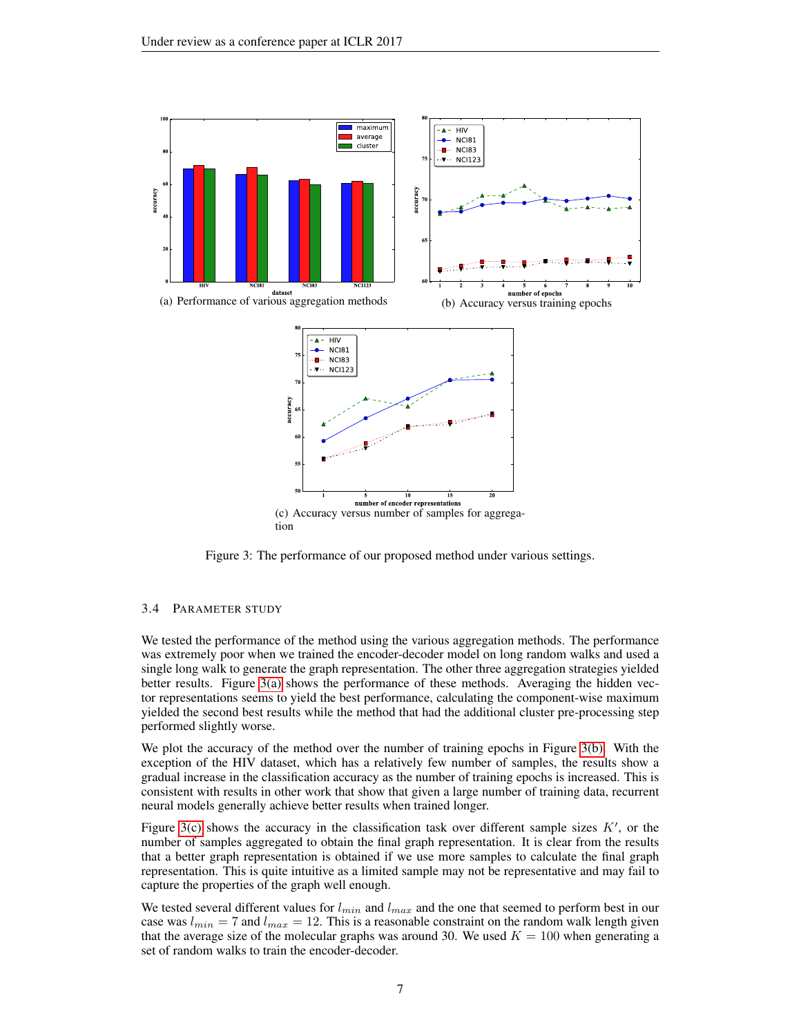(a) Performance of various aggregation methods

(b) Accuracy versus training epochs

(c) Accuracy versus number of samples for aggregation

Figure 3: The performance of our proposed method under various settings.

### 3.4 Parameter Study

We tested the performance of the method using the various aggregation methods. The performance was extremely poor when we trained the encoder-decoder model on long random walks and used a single long walk to generate the graph representation. The other three aggregation strategies yielded better results. Figure 3(a) shows the performance of these methods. Averaging the hidden vector representations seems to yield the best performance, calculating the component-wise maximum yielded the second best results while the method that had the additional cluster pre-processing step performed slightly worse.

We plot the accuracy of the method over the number of training epochs in Figure 3(b). With the exception of the HIV dataset, which has a relatively few number of samples, the results show a gradual increase in the classification accuracy as the number of training epochs is increased. This is consistent with results in other work that show that given a large number of training data, recurrent neural models generally achieve better results when trained longer.

Figure 3(c) shows the accuracy in the classification task over different sample sizes $K'$, or the number of samples aggregated to obtain the final graph representation. It is clear from the results that a better graph representation is obtained if we use more samples to calculate the final graph representation. This is quite intuitive as a limited sample may not be representative and may fail to capture the properties of the graph well enough.

We tested several different values for $l_{min}$ and $l_{max}$ and the one that seemed to perform best in our case was $l_{min} = 7$ and $l_{max} = 12$. This is a reasonable constraint on the random walk length given that the average size of the molecular graphs was around 30. We used $K = 100$ when generating a set of random walks to train the encoder-decoder.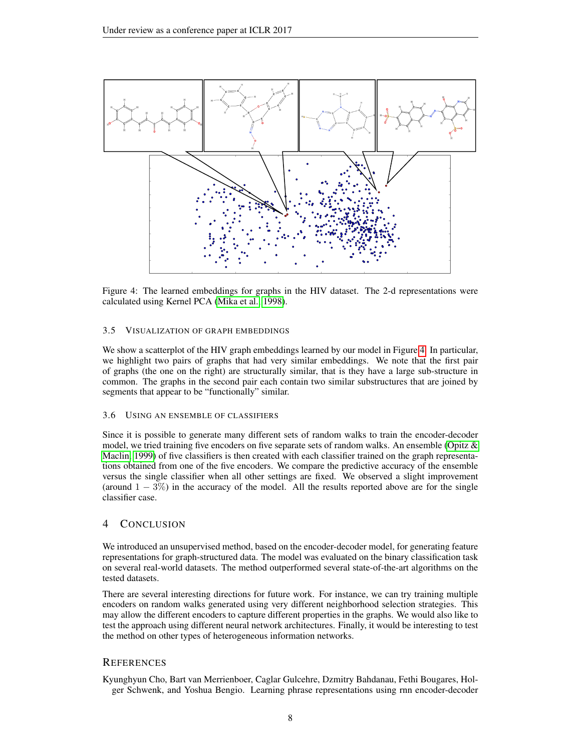Figure 4: The learned embeddings for graphs in the HIV dataset. The 2-d representations were calculated using Kernel PCA (Mika et al., 1998).

### 3.5 Visualization of Graph Embeddings

We show a scatterplot of the HIV graph embeddings learned by our model in Figure 4. In particular, we highlight two pairs of graphs that had very similar embeddings. We note that the first pair of graphs (the one on the right) are structurally similar, that is they have a large sub-structure in common. The graphs in the second pair each contain two similar substructures that are joined by segments that appear to be "functionally" similar.

### 3.6 Using an Ensemble of Classifiers

Since it is possible to generate many different sets of random walks to train the encoder-decoder model, we tried training five encoders on five separate sets of random walks. An ensemble (Opitz & Maclin, 1999) of five classifiers is then created with each classifier trained on the graph representations obtained from one of the five encoders. We compare the predictive accuracy of the ensemble versus the single classifier when all other settings are fixed. We observed a slight improvement (around $1-3\%$) in the accuracy of the model. All the results reported above are for the single classifier case.

## 4 Conclusion

We introduced an unsupervised method, based on the encoder-decoder model, for generating feature representations for graph-structured data. The model was evaluated on the binary classification task on several real-world datasets. The method outperformed several state-of-the-art algorithms on the tested datasets.

There are several interesting directions for future work. For instance, we can try training multiple encoders on random walks generated using very different neighborhood selection strategies. This may allow the different encoders to capture different properties in the graphs. We would also like to test the approach using different neural network architectures. Finally, it would be interesting to test the method on other types of heterogeneous information networks.

## References

Kyunghyun Cho, Bart van Merrienboer, Caglar Gulcehre, Dzmitry Bahdanau, Fethi Bougares, Holger Schwenk, and Yoshua Bengio. Learning phrase representations using rnn encoder-decoder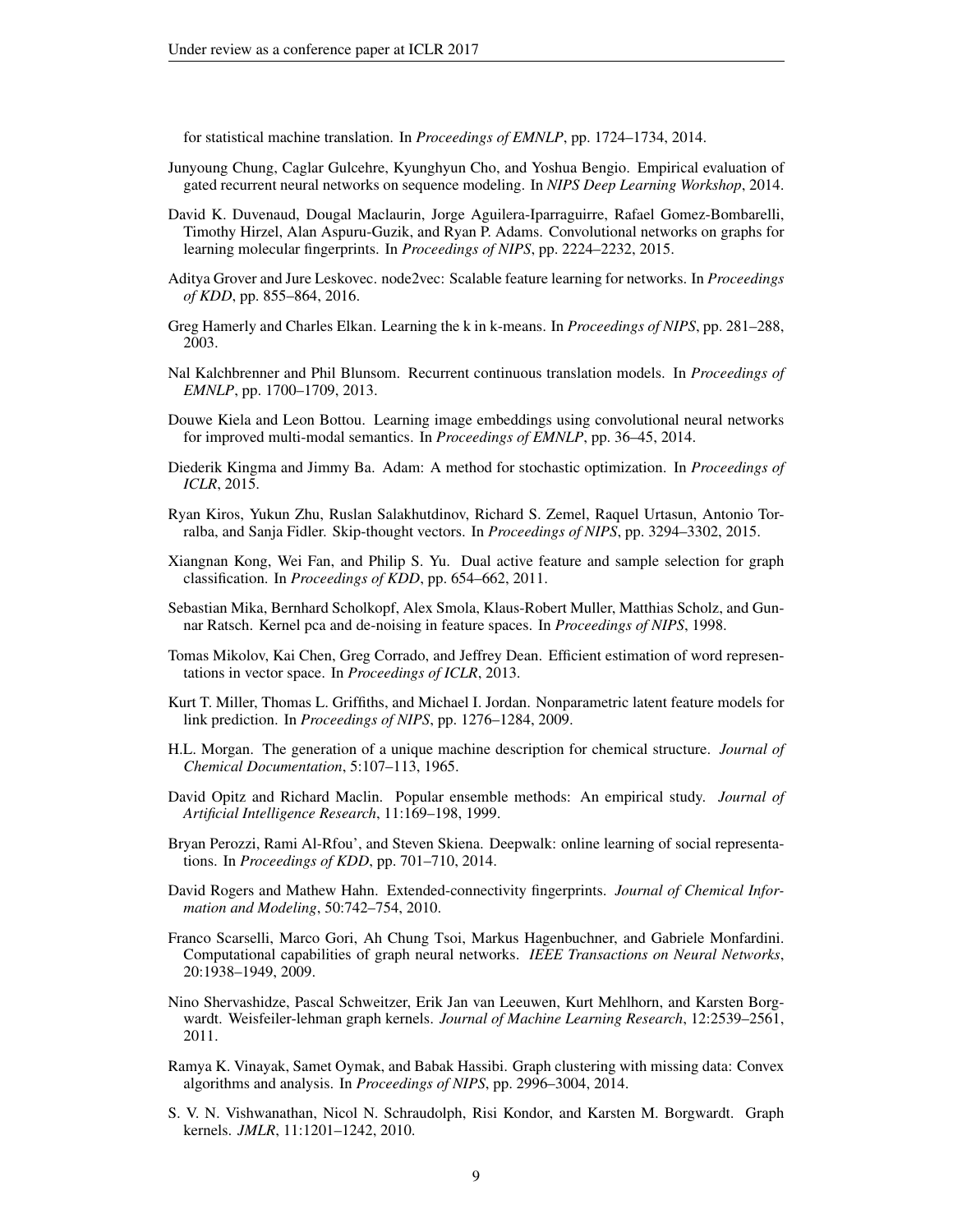for statistical machine translation. In *Proceedings of EMNLP*, pp. 1724–1734, 2014.

Junyoung Chung, Caglar Gulcehre, Kyunghyun Cho, and Yoshua Bengio. Empirical evaluation of gated recurrent neural networks on sequence modeling. In *NIPS Deep Learning Workshop*, 2014.

David K. Duvenaud, Dougal Maclaurin, Jorge Aguilera-Iparraguirre, Rafael Gomez-Bombarelli, Timothy Hirzel, Alan Aspuru-Guzik, and Ryan P. Adams. Convolutional networks on graphs for learning molecular fingerprints. In *Proceedings of NIPS*, pp. 2224–2232, 2015.

Aditya Grover and Jure Leskovec. node2vec: Scalable feature learning for networks. In *Proceedings of KDD*, pp. 855–864, 2016.

Greg Hamerly and Charles Elkan. Learning the k in k-means. In *Proceedings of NIPS*, pp. 281–288, 2003.

Nal Kalchbrenner and Phil Blunsom. Recurrent continuous translation models. In *Proceedings of EMNLP*, pp. 1700–1709, 2013.

Douwe Kiela and Leon Bottou. Learning image embeddings using convolutional neural networks for improved multi-modal semantics. In *Proceedings of EMNLP*, pp. 36–45, 2014.

Diederik Kingma and Jimmy Ba. Adam: A method for stochastic optimization. In *Proceedings of ICLR*, 2015.

Ryan Kiros, Yukun Zhu, Ruslan Salakhutdinov, Richard S. Zemel, Raquel Urtasun, Antonio Torralba, and Sanja Fidler. Skip-thought vectors. In *Proceedings of NIPS*, pp. 3294–3302, 2015.

Xiangnan Kong, Wei Fan, and Philip S. Yu. Dual active feature and sample selection for graph classification. In *Proceedings of KDD*, pp. 654–662, 2011.

Sebastian Mika, Bernhard Scholkopf, Alex Smola, Klaus-Robert Muller, Matthias Scholz, and Gunnar Ratsch. Kernel pca and de-noising in feature spaces. In *Proceedings of NIPS*, 1998.

Tomas Mikolov, Kai Chen, Greg Corrado, and Jeffrey Dean. Efficient estimation of word representations in vector space. In *Proceedings of ICLR*, 2013.

Kurt T. Miller, Thomas L. Griffiths, and Michael I. Jordan. Nonparametric latent feature models for link prediction. In *Proceedings of NIPS*, pp. 1276–1284, 2009.

H.L. Morgan. The generation of a unique machine description for chemical structure. *Journal of Chemical Documentation*, 5:107–113, 1965.

David Opitz and Richard Maclin. Popular ensemble methods: An empirical study. *Journal of Artificial Intelligence Research*, 11:169–198, 1999.

Bryan Perozzi, Rami Al-Rfou', and Steven Skiena. Deepwalk: online learning of social representations. In *Proceedings of KDD*, pp. 701–710, 2014.

David Rogers and Mathew Hahn. Extended-connectivity fingerprints. *Journal of Chemical Information and Modeling*, 50:742–754, 2010.

Franco Scarselli, Marco Gori, Ah Chung Tsoi, Markus Hagenbuchner, and Gabriele Monfardini. Computational capabilities of graph neural networks. *IEEE Transactions on Neural Networks*, 20:1938–1949, 2009.

Nino Shervashidze, Pascal Schweitzer, Erik Jan van Leeuwen, Kurt Mehlhorn, and Karsten Borgwardt. Weisfeiler-lehman graph kernels. *Journal of Machine Learning Research*, 12:2539–2561, 2011.

Ramya K. Vinayak, Samet Oymak, and Babak Hassibi. Graph clustering with missing data: Convex algorithms and analysis. In *Proceedings of NIPS*, pp. 2996–3004, 2014.

S. V. N. Vishwanathan, Nicol N. Schraudolph, Risi Kondor, and Karsten M. Borgwardt. Graph kernels. *JMLR*, 11:1201–1242, 2010.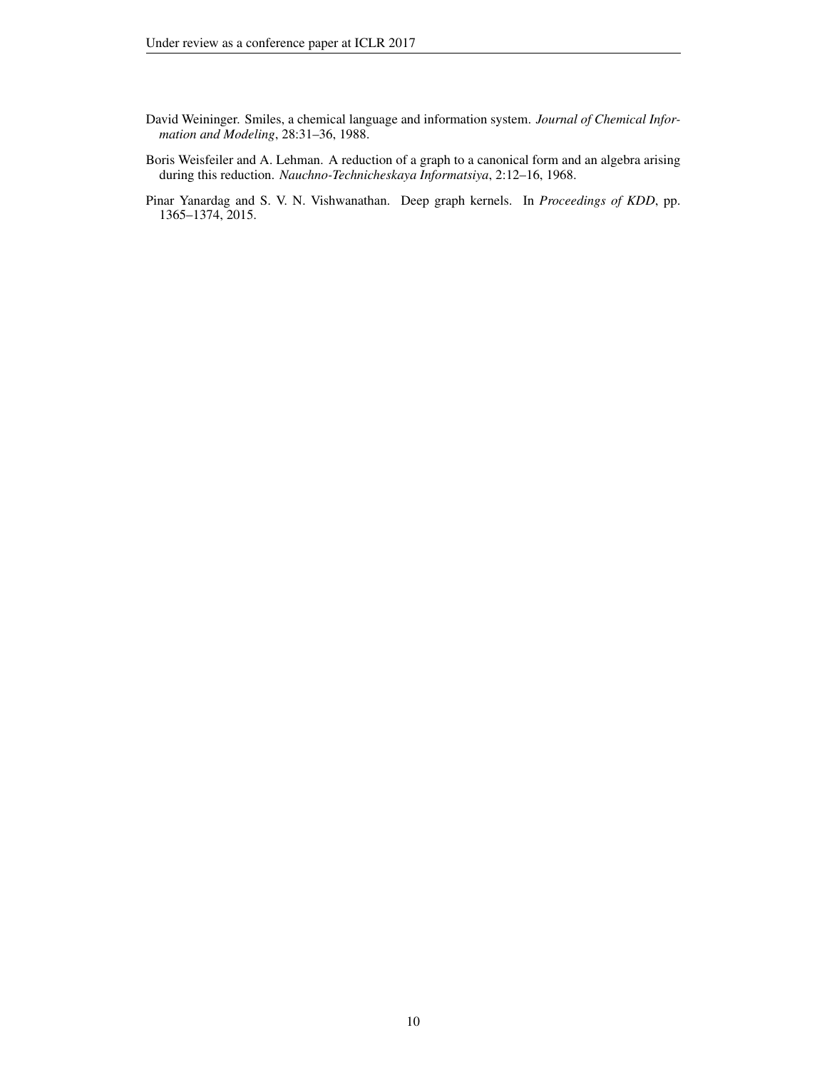David Weininger. Smiles, a chemical language and information system. *Journal of Chemical Information and Modeling*, 28:31–36, 1988.

Boris Weisfeiler and A. Lehman. A reduction of a graph to a canonical form and an algebra arising during this reduction. *Nauchno-Technicheskaya Informatsiya*, 2:12–16, 1968.

Pinar Yanardag and S. V. N. Vishwanathan. Deep graph kernels. In *Proceedings of KDD*, pp. 1365–1374, 2015.